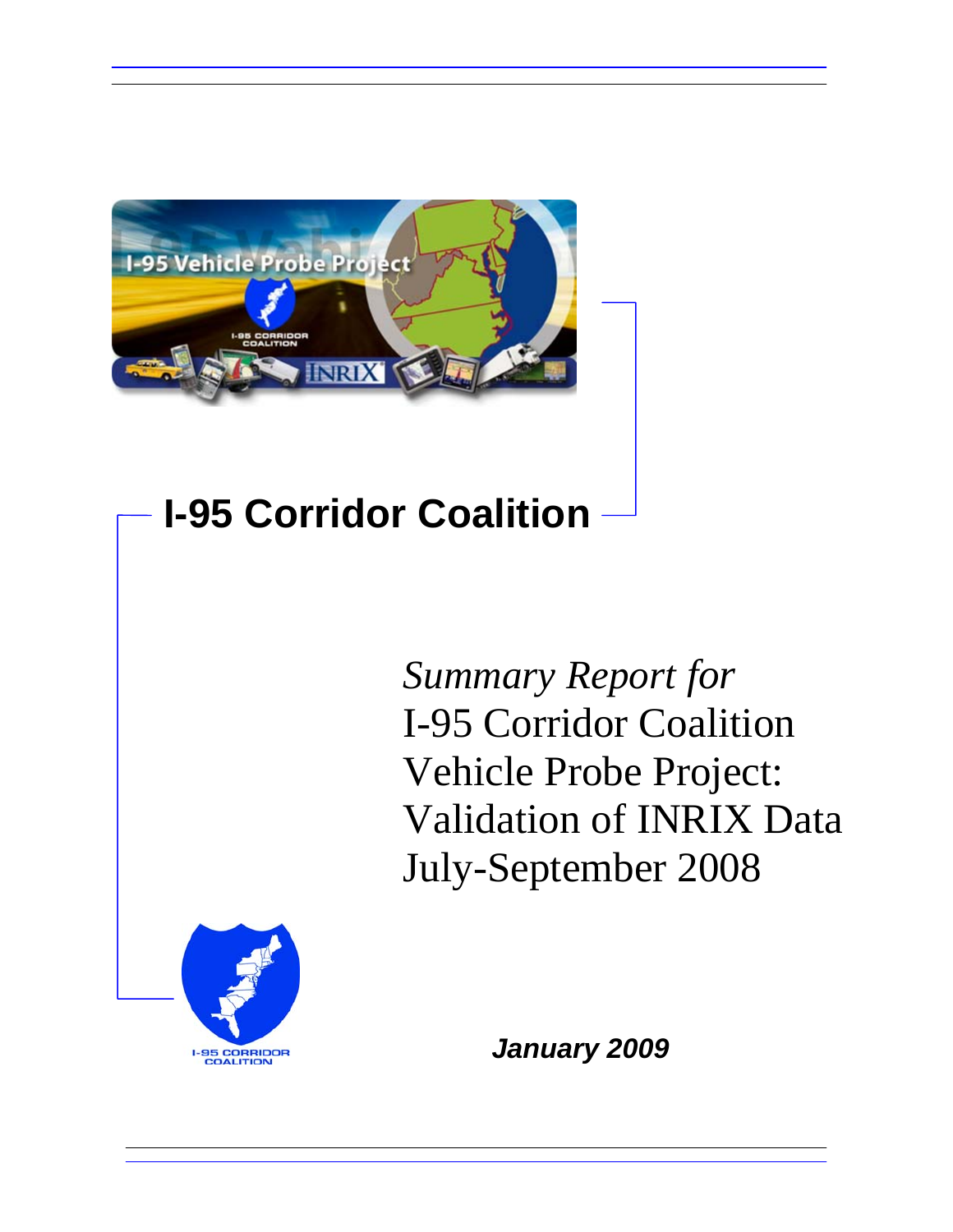# I-95 Corridor Coalition

*Summary Report for*
I-95 Corridor Coalition
Vehicle Probe Project:
Validation of INRIX Data
July-September 2008

***January 2009***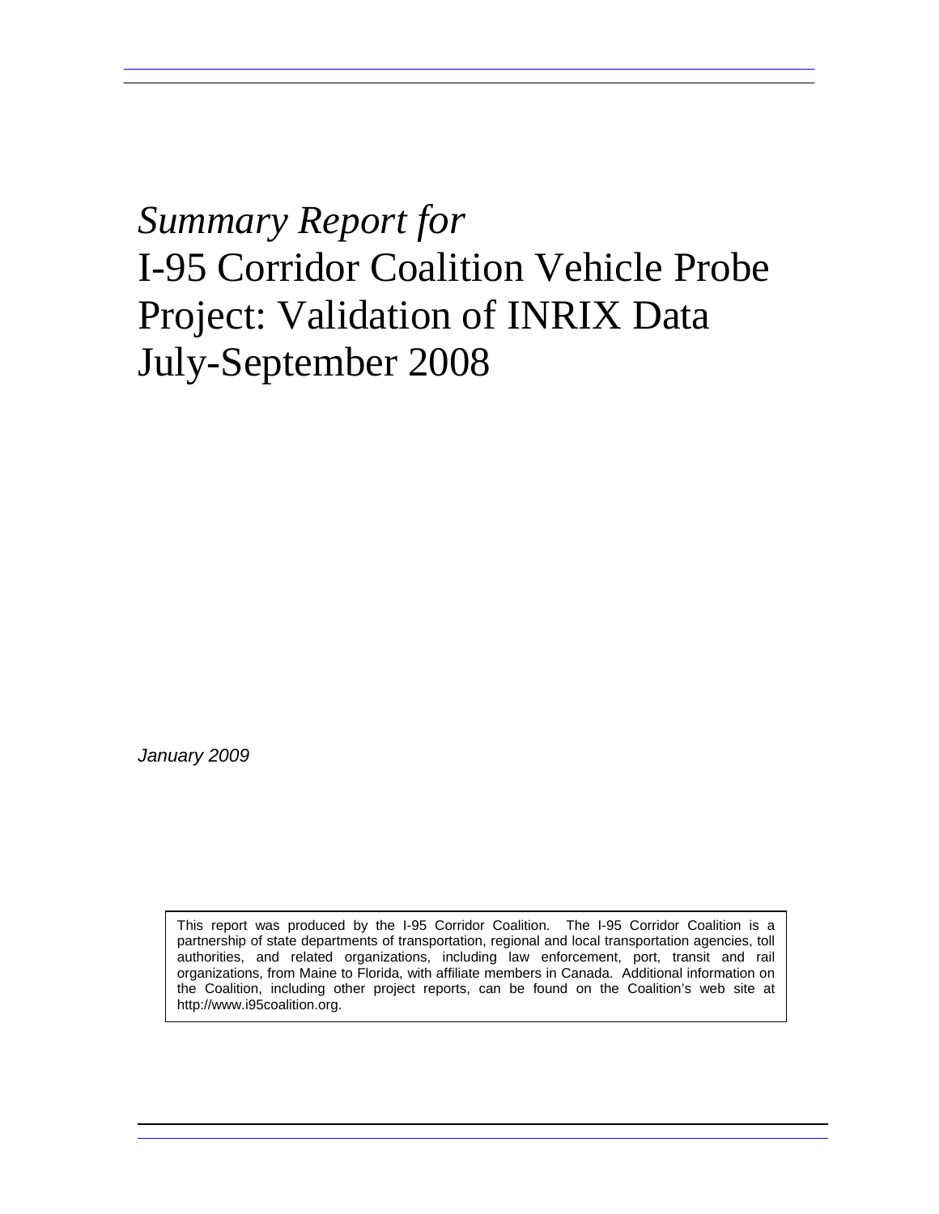# *Summary Report for*
# I-95 Corridor Coalition Vehicle Probe Project: Validation of INRIX Data July-September 2008

*January 2009*

This report was produced by the I-95 Corridor Coalition. The I-95 Corridor Coalition is a partnership of state departments of transportation, regional and local transportation agencies, toll authorities, and related organizations, including law enforcement, port, transit and rail organizations, from Maine to Florida, with affiliate members in Canada. Additional information on the Coalition, including other project reports, can be found on the Coalition's web site at http://www.i95coalition.org.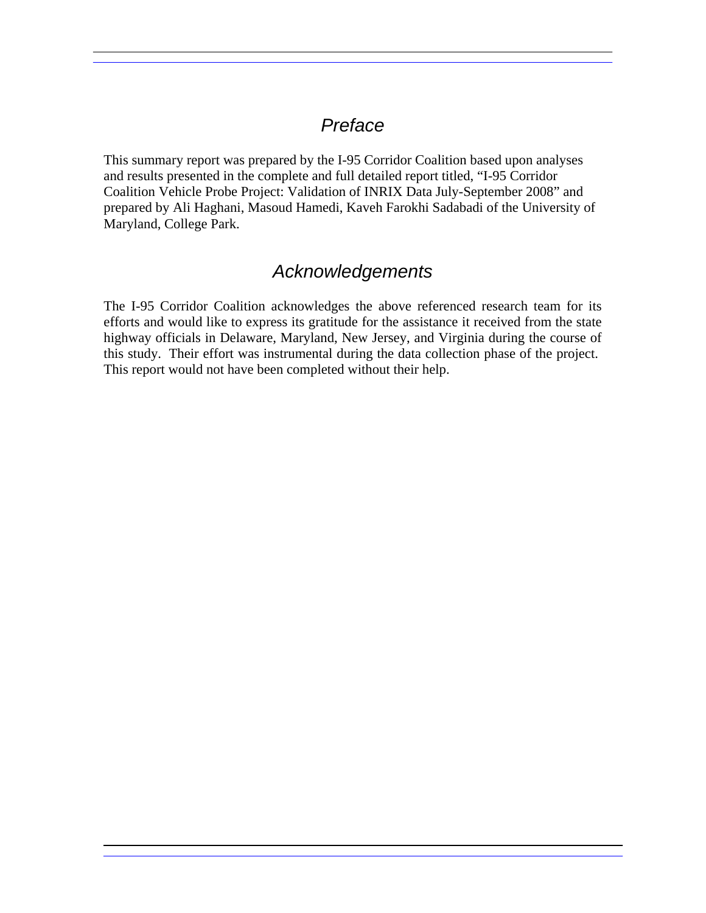# Preface

This summary report was prepared by the I-95 Corridor Coalition based upon analyses and results presented in the complete and full detailed report titled, "I-95 Corridor Coalition Vehicle Probe Project: Validation of INRIX Data July-September 2008" and prepared by Ali Haghani, Masoud Hamedi, Kaveh Farokhi Sadabadi of the University of Maryland, College Park.

# Acknowledgements

The I-95 Corridor Coalition acknowledges the above referenced research team for its efforts and would like to express its gratitude for the assistance it received from the state highway officials in Delaware, Maryland, New Jersey, and Virginia during the course of this study. Their effort was instrumental during the data collection phase of the project. This report would not have been completed without their help.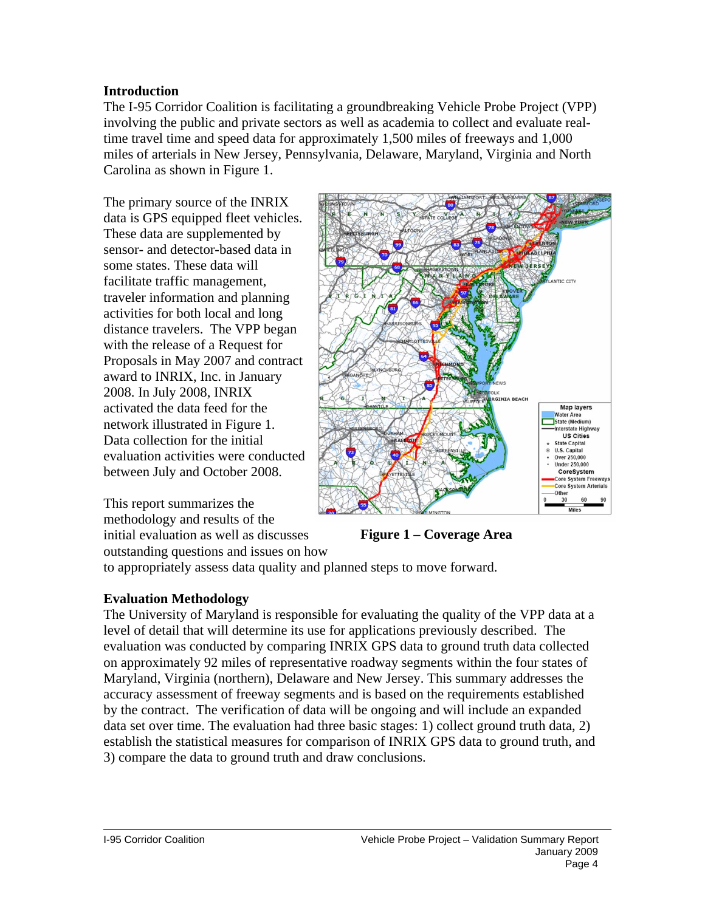## Introduction

The I-95 Corridor Coalition is facilitating a groundbreaking Vehicle Probe Project (VPP) involving the public and private sectors as well as academia to collect and evaluate real-time travel time and speed data for approximately 1,500 miles of freeways and 1,000 miles of arterials in New Jersey, Pennsylvania, Delaware, Maryland, Virginia and North Carolina as shown in Figure 1.

The primary source of the INRIX data is GPS equipped fleet vehicles. These data are supplemented by sensor- and detector-based data in some states. These data will facilitate traffic management, traveler information and planning activities for both local and long distance travelers. The VPP began with the release of a Request for Proposals in May 2007 and contract award to INRIX, Inc. in January 2008. In July 2008, INRIX activated the data feed for the network illustrated in Figure 1. Data collection for the initial evaluation activities were conducted between July and October 2008.

**Figure 1 – Coverage Area**

This report summarizes the methodology and results of the initial evaluation as well as discusses outstanding questions and issues on how to appropriately assess data quality and planned steps to move forward.

## Evaluation Methodology

The University of Maryland is responsible for evaluating the quality of the VPP data at a level of detail that will determine its use for applications previously described. The evaluation was conducted by comparing INRIX GPS data to ground truth data collected on approximately 92 miles of representative roadway segments within the four states of Maryland, Virginia (northern), Delaware and New Jersey. This summary addresses the accuracy assessment of freeway segments and is based on the requirements established by the contract. The verification of data will be ongoing and will include an expanded data set over time. The evaluation had three basic stages: 1) collect ground truth data, 2) establish the statistical measures for comparison of INRIX GPS data to ground truth, and 3) compare the data to ground truth and draw conclusions.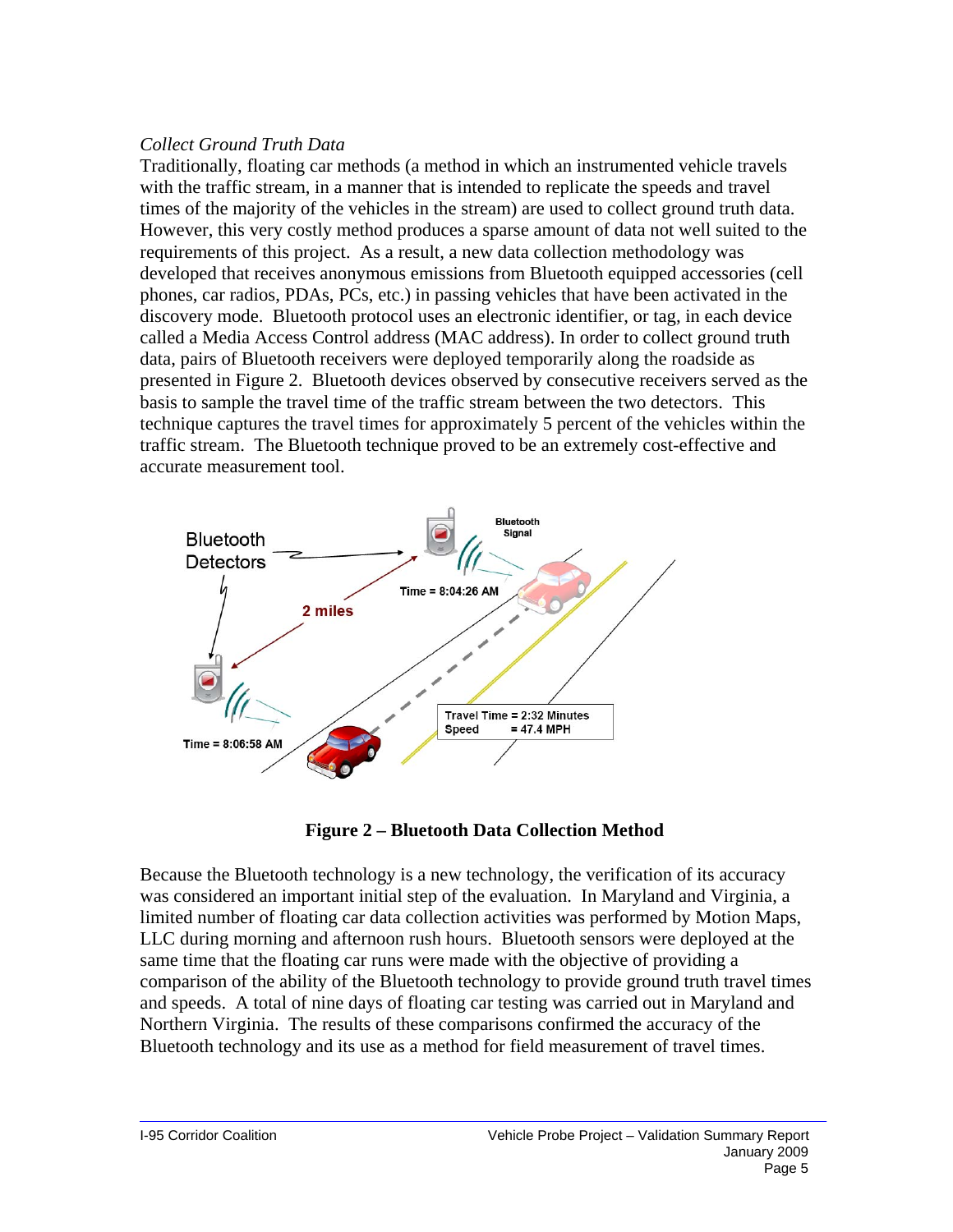*Collect Ground Truth Data*

Traditionally, floating car methods (a method in which an instrumented vehicle travels with the traffic stream, in a manner that is intended to replicate the speeds and travel times of the majority of the vehicles in the stream) are used to collect ground truth data. However, this very costly method produces a sparse amount of data not well suited to the requirements of this project. As a result, a new data collection methodology was developed that receives anonymous emissions from Bluetooth equipped accessories (cell phones, car radios, PDAs, PCs, etc.) in passing vehicles that have been activated in the discovery mode. Bluetooth protocol uses an electronic identifier, or tag, in each device called a Media Access Control address (MAC address). In order to collect ground truth data, pairs of Bluetooth receivers were deployed temporarily along the roadside as presented in Figure 2. Bluetooth devices observed by consecutive receivers served as the basis to sample the travel time of the traffic stream between the two detectors. This technique captures the travel times for approximately 5 percent of the vehicles within the traffic stream. The Bluetooth technique proved to be an extremely cost-effective and accurate measurement tool.

**Figure 2 – Bluetooth Data Collection Method**

Because the Bluetooth technology is a new technology, the verification of its accuracy was considered an important initial step of the evaluation. In Maryland and Virginia, a limited number of floating car data collection activities was performed by Motion Maps, LLC during morning and afternoon rush hours. Bluetooth sensors were deployed at the same time that the floating car runs were made with the objective of providing a comparison of the ability of the Bluetooth technology to provide ground truth travel times and speeds. A total of nine days of floating car testing was carried out in Maryland and Northern Virginia. The results of these comparisons confirmed the accuracy of the Bluetooth technology and its use as a method for field measurement of travel times.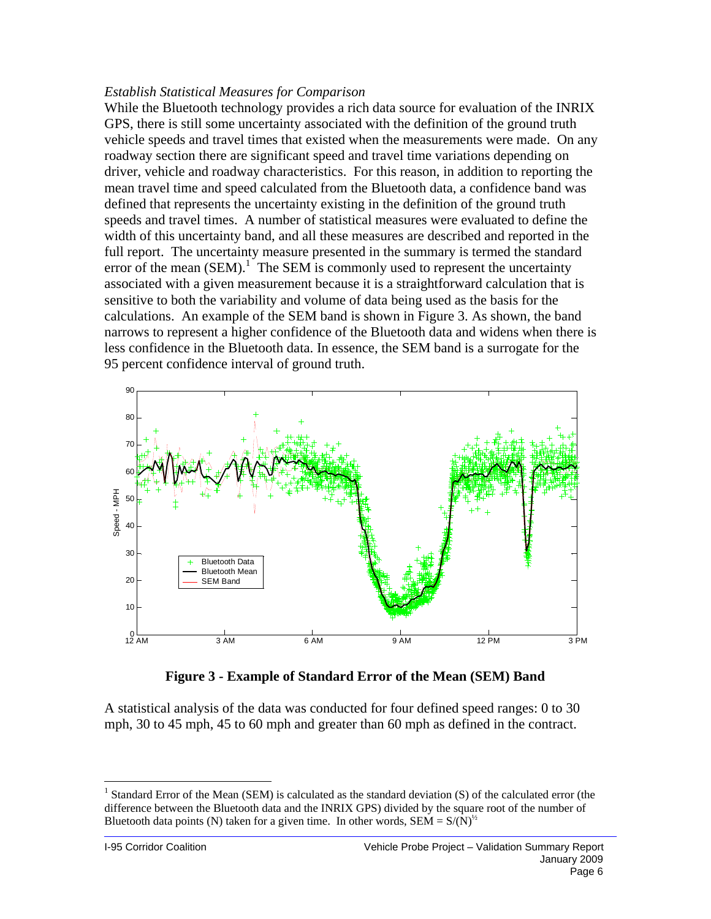*Establish Statistical Measures for Comparison*

While the Bluetooth technology provides a rich data source for evaluation of the INRIX GPS, there is still some uncertainty associated with the definition of the ground truth vehicle speeds and travel times that existed when the measurements were made. On any roadway section there are significant speed and travel time variations depending on driver, vehicle and roadway characteristics. For this reason, in addition to reporting the mean travel time and speed calculated from the Bluetooth data, a confidence band was defined that represents the uncertainty existing in the definition of the ground truth speeds and travel times. A number of statistical measures were evaluated to define the width of this uncertainty band, and all these measures are described and reported in the full report. The uncertainty measure presented in the summary is termed the standard error of the mean (SEM).[1] The SEM is commonly used to represent the uncertainty associated with a given measurement because it is a straightforward calculation that is sensitive to both the variability and volume of data being used as the basis for the calculations. An example of the SEM band is shown in Figure 3. As shown, the band narrows to represent a higher confidence of the Bluetooth data and widens when there is less confidence in the Bluetooth data. In essence, the SEM band is a surrogate for the 95 percent confidence interval of ground truth.

**Figure 3 - Example of Standard Error of the Mean (SEM) Band**

A statistical analysis of the data was conducted for four defined speed ranges: 0 to 30 mph, 30 to 45 mph, 45 to 60 mph and greater than 60 mph as defined in the contract.

[1] Standard Error of the Mean (SEM) is calculated as the standard deviation (S) of the calculated error (the difference between the Bluetooth data and the INRIX GPS) divided by the square root of the number of Bluetooth data points (N) taken for a given time. In other words, $SEM = S/(N)^{½}$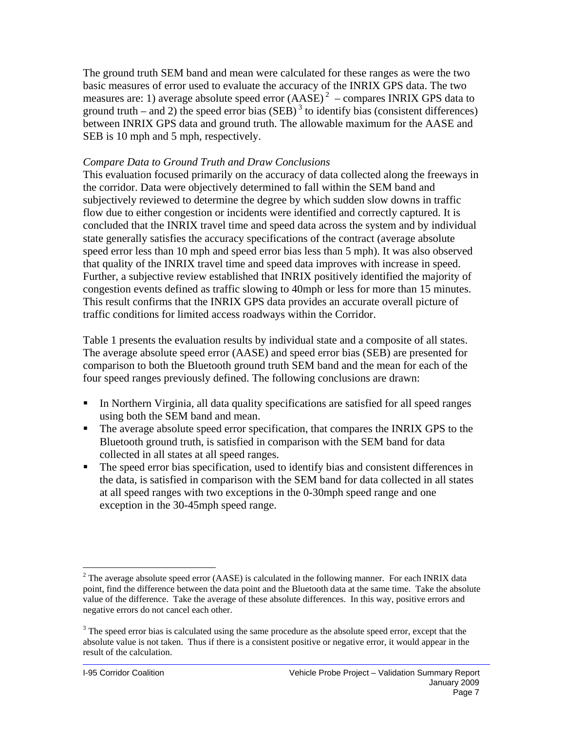The ground truth SEM band and mean were calculated for these ranges as were the two basic measures of error used to evaluate the accuracy of the INRIX GPS data. The two measures are: 1) average absolute speed error (AASE)[2] – compares INRIX GPS data to ground truth – and 2) the speed error bias (SEB)[3] to identify bias (consistent differences) between INRIX GPS data and ground truth. The allowable maximum for the AASE and SEB is 10 mph and 5 mph, respectively.

*Compare Data to Ground Truth and Draw Conclusions*

This evaluation focused primarily on the accuracy of data collected along the freeways in the corridor. Data were objectively determined to fall within the SEM band and subjectively reviewed to determine the degree by which sudden slow downs in traffic flow due to either congestion or incidents were identified and correctly captured. It is concluded that the INRIX travel time and speed data across the system and by individual state generally satisfies the accuracy specifications of the contract (average absolute speed error less than 10 mph and speed error bias less than 5 mph). It was also observed that quality of the INRIX travel time and speed data improves with increase in speed. Further, a subjective review established that INRIX positively identified the majority of congestion events defined as traffic slowing to 40mph or less for more than 15 minutes. This result confirms that the INRIX GPS data provides an accurate overall picture of traffic conditions for limited access roadways within the Corridor.

Table 1 presents the evaluation results by individual state and a composite of all states. The average absolute speed error (AASE) and speed error bias (SEB) are presented for comparison to both the Bluetooth ground truth SEM band and the mean for each of the four speed ranges previously defined. The following conclusions are drawn:

- In Northern Virginia, all data quality specifications are satisfied for all speed ranges using both the SEM band and mean.
- The average absolute speed error specification, that compares the INRIX GPS to the Bluetooth ground truth, is satisfied in comparison with the SEM band for data collected in all states at all speed ranges.
- The speed error bias specification, used to identify bias and consistent differences in the data, is satisfied in comparison with the SEM band for data collected in all states at all speed ranges with two exceptions in the 0-30mph speed range and one exception in the 30-45mph speed range.

---

[2] The average absolute speed error (AASE) is calculated in the following manner. For each INRIX data point, find the difference between the data point and the Bluetooth data at the same time. Take the absolute value of the difference. Take the average of these absolute differences. In this way, positive errors and negative errors do not cancel each other.

[3] The speed error bias is calculated using the same procedure as the absolute speed error, except that the absolute value is not taken. Thus if there is a consistent positive or negative error, it would appear in the result of the calculation.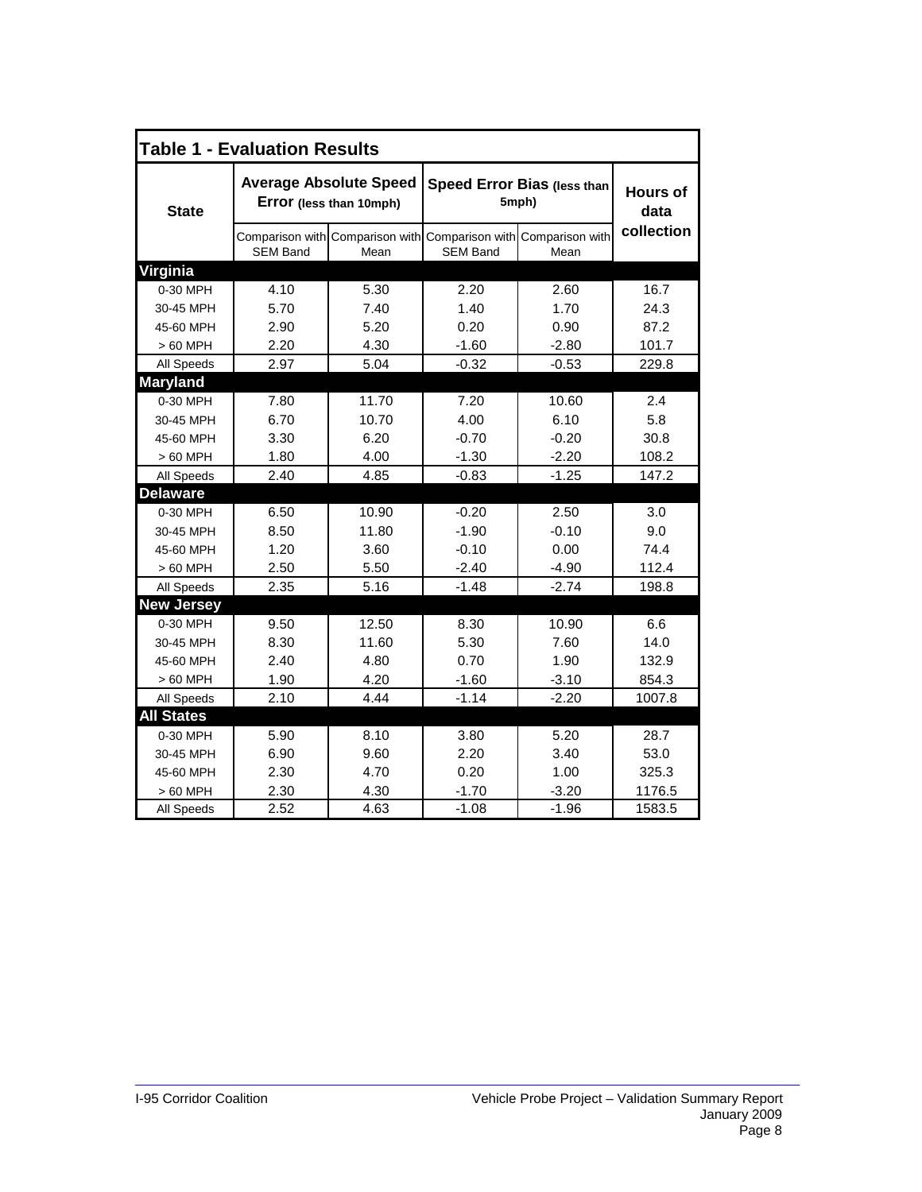**Table 1 - Evaluation Results**

| State | Average Absolute Speed Error (less than 10mph) | | Speed Error Bias (less than 5mph) | | Hours of data collection |
|---|---|---|---|---|---|
| | Comparison with SEM Band | Comparison with Mean | Comparison with SEM Band | Comparison with Mean | |
| **Virginia** | | | | | |
| 0-30 MPH | 4.10 | 5.30 | 2.20 | 2.60 | 16.7 |
| 30-45 MPH | 5.70 | 7.40 | 1.40 | 1.70 | 24.3 |
| 45-60 MPH | 2.90 | 5.20 | 0.20 | 0.90 | 87.2 |
| > 60 MPH | 2.20 | 4.30 | -1.60 | -2.80 | 101.7 |
| All Speeds | 2.97 | 5.04 | -0.32 | -0.53 | 229.8 |
| **Maryland** | | | | | |
| 0-30 MPH | 7.80 | 11.70 | 7.20 | 10.60 | 2.4 |
| 30-45 MPH | 6.70 | 10.70 | 4.00 | 6.10 | 5.8 |
| 45-60 MPH | 3.30 | 6.20 | -0.70 | -0.20 | 30.8 |
| > 60 MPH | 1.80 | 4.00 | -1.30 | -2.20 | 108.2 |
| All Speeds | 2.40 | 4.85 | -0.83 | -1.25 | 147.2 |
| **Delaware** | | | | | |
| 0-30 MPH | 6.50 | 10.90 | -0.20 | 2.50 | 3.0 |
| 30-45 MPH | 8.50 | 11.80 | -1.90 | -0.10 | 9.0 |
| 45-60 MPH | 1.20 | 3.60 | -0.10 | 0.00 | 74.4 |
| > 60 MPH | 2.50 | 5.50 | -2.40 | -4.90 | 112.4 |
| All Speeds | 2.35 | 5.16 | -1.48 | -2.74 | 198.8 |
| **New Jersey** | | | | | |
| 0-30 MPH | 9.50 | 12.50 | 8.30 | 10.90 | 6.6 |
| 30-45 MPH | 8.30 | 11.60 | 5.30 | 7.60 | 14.0 |
| 45-60 MPH | 2.40 | 4.80 | 0.70 | 1.90 | 132.9 |
| > 60 MPH | 1.90 | 4.20 | -1.60 | -3.10 | 854.3 |
| All Speeds | 2.10 | 4.44 | -1.14 | -2.20 | 1007.8 |
| **All States** | | | | | |
| 0-30 MPH | 5.90 | 8.10 | 3.80 | 5.20 | 28.7 |
| 30-45 MPH | 6.90 | 9.60 | 2.20 | 3.40 | 53.0 |
| 45-60 MPH | 2.30 | 4.70 | 0.20 | 1.00 | 325.3 |
| > 60 MPH | 2.30 | 4.30 | -1.70 | -3.20 | 1176.5 |
| All Speeds | 2.52 | 4.63 | -1.08 | -1.96 | 1583.5 |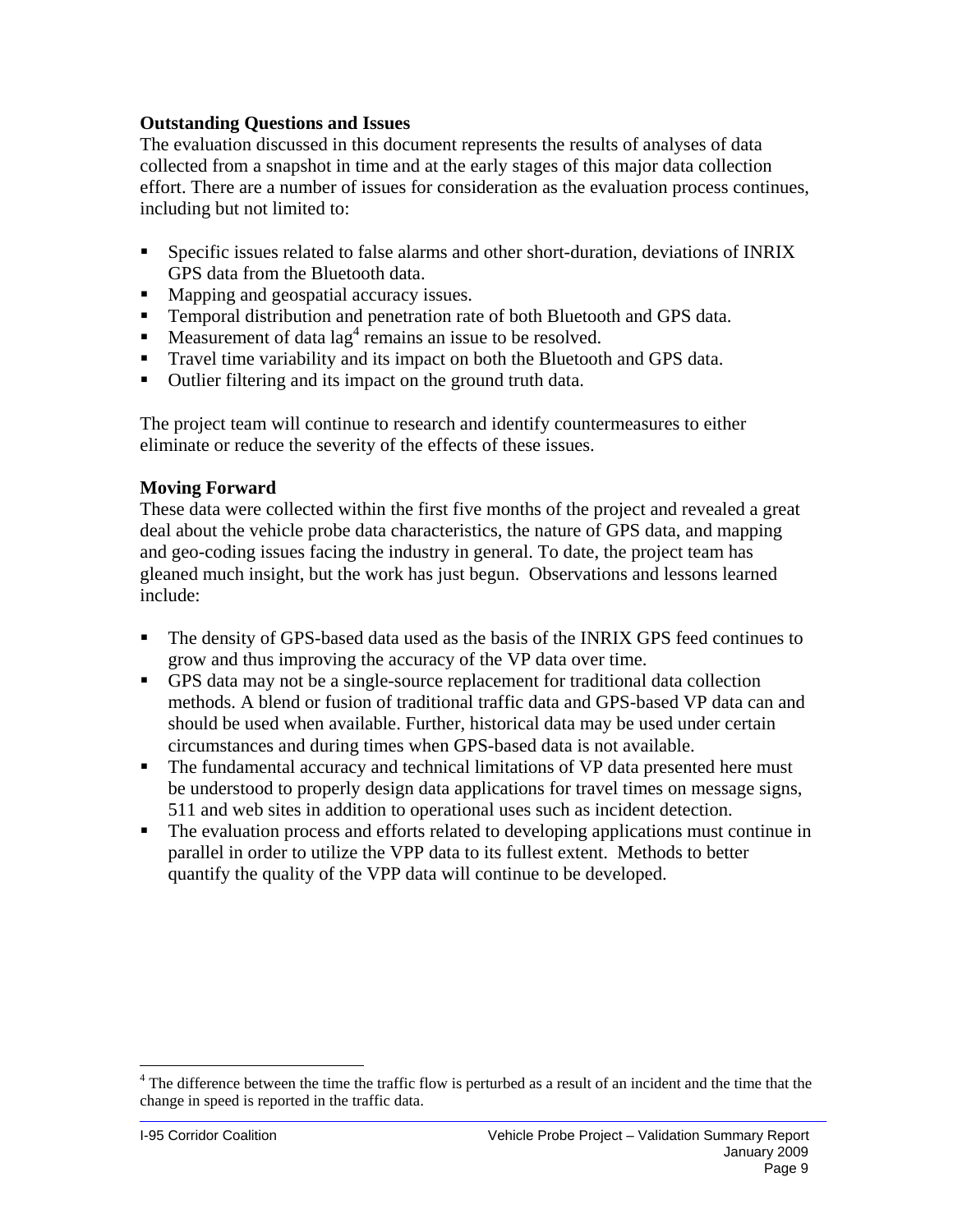**Outstanding Questions and Issues**

The evaluation discussed in this document represents the results of analyses of data collected from a snapshot in time and at the early stages of this major data collection effort. There are a number of issues for consideration as the evaluation process continues, including but not limited to:

- Specific issues related to false alarms and other short-duration, deviations of INRIX GPS data from the Bluetooth data.
- Mapping and geospatial accuracy issues.
- Temporal distribution and penetration rate of both Bluetooth and GPS data.
- Measurement of data lag[4] remains an issue to be resolved.
- Travel time variability and its impact on both the Bluetooth and GPS data.
- Outlier filtering and its impact on the ground truth data.

The project team will continue to research and identify countermeasures to either eliminate or reduce the severity of the effects of these issues.

**Moving Forward**

These data were collected within the first five months of the project and revealed a great deal about the vehicle probe data characteristics, the nature of GPS data, and mapping and geo-coding issues facing the industry in general. To date, the project team has gleaned much insight, but the work has just begun. Observations and lessons learned include:

- The density of GPS-based data used as the basis of the INRIX GPS feed continues to grow and thus improving the accuracy of the VP data over time.
- GPS data may not be a single-source replacement for traditional data collection methods. A blend or fusion of traditional traffic data and GPS-based VP data can and should be used when available. Further, historical data may be used under certain circumstances and during times when GPS-based data is not available.
- The fundamental accuracy and technical limitations of VP data presented here must be understood to properly design data applications for travel times on message signs, 511 and web sites in addition to operational uses such as incident detection.
- The evaluation process and efforts related to developing applications must continue in parallel in order to utilize the VPP data to its fullest extent. Methods to better quantify the quality of the VPP data will continue to be developed.

---

[4] The difference between the time the traffic flow is perturbed as a result of an incident and the time that the change in speed is reported in the traffic data.